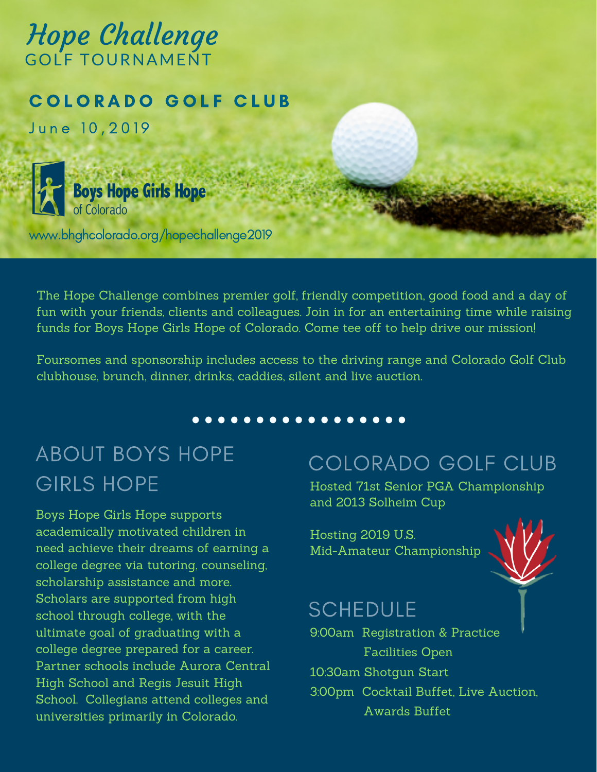# Hope Challenge
## GOLF TOURNAMENT

**COLORADO GOLF CLUB**

June 10, 2019

**Boys Hope Girls Hope**
of Colorado

www.bhghcolorado.org/hopechallenge2019

The Hope Challenge combines premier golf, friendly competition, good food and a day of fun with your friends, clients and colleagues. Join in for an entertaining time while raising funds for Boys Hope Girls Hope of Colorado. Come tee off to help drive our mission!

Foursomes and sponsorship includes access to the driving range and Colorado Golf Club clubhouse, brunch, dinner, drinks, caddies, silent and live auction.

## ABOUT BOYS HOPE GIRLS HOPE

Boys Hope Girls Hope supports academically motivated children in need achieve their dreams of earning a college degree via tutoring, counseling, scholarship assistance and more. Scholars are supported from high school through college, with the ultimate goal of graduating with a college degree prepared for a career. Partner schools include Aurora Central High School and Regis Jesuit High School. Collegians attend colleges and universities primarily in Colorado.

## COLORADO GOLF CLUB

Hosted 71st Senior PGA Championship and 2013 Solheim Cup

Hosting 2019 U.S. Mid-Amateur Championship

## SCHEDULE

9:00am Registration & Practice Facilities Open

10:30am Shotgun Start

3:00pm Cocktail Buffet, Live Auction, Awards Buffet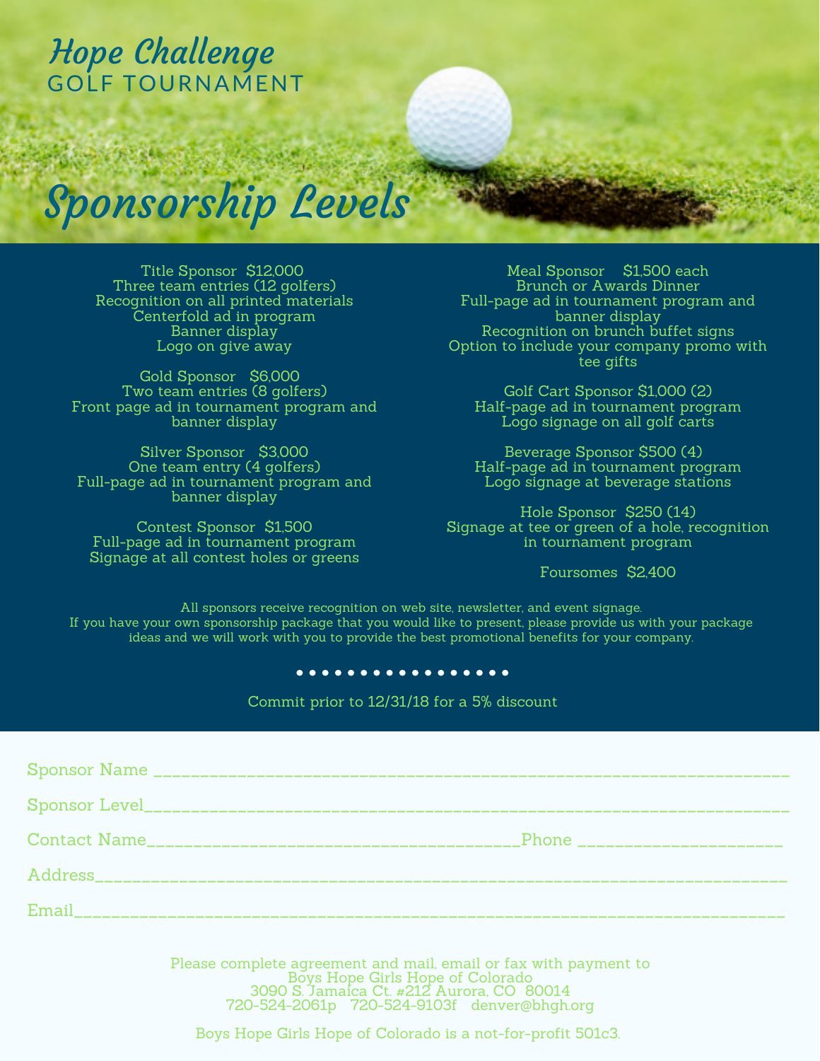# Hope Challenge

## GOLF TOURNAMENT

# Sponsorship Levels

**Title Sponsor $12,000**
Three team entries (12 golfers)
Recognition on all printed materials
Centerfold ad in program
Banner display
Logo on give away

**Gold Sponsor $6,000**
Two team entries (8 golfers)
Front page ad in tournament program and banner display

**Silver Sponsor $3,000**
One team entry (4 golfers)
Full-page ad in tournament program and banner display

**Contest Sponsor $1,500**
Full-page ad in tournament program
Signage at all contest holes or greens

**Meal Sponsor $1,500 each**
Brunch or Awards Dinner
Full-page ad in tournament program and banner display
Recognition on brunch buffet signs
Option to include your company promo with tee gifts

**Golf Cart Sponsor $1,000 (2)**
Half-page ad in tournament program
Logo signage on all golf carts

**Beverage Sponsor $500 (4)**
Half-page ad in tournament program
Logo signage at beverage stations

**Hole Sponsor $250 (14)**
Signage at tee or green of a hole, recognition in tournament program

**Foursomes $2,400**

All sponsors receive recognition on web site, newsletter, and event signage.
If you have your own sponsorship package that you would like to present, please provide us with your package ideas and we will work with you to provide the best promotional benefits for your company.

Commit prior to 12/31/18 for a 5% discount

Sponsor Name ______________________________________________

Sponsor Level______________________________________________

Contact Name____________________________Phone ________________

Address___________________________________________________

Email_____________________________________________________

Please complete agreement and mail, email or fax with payment to
Boys Hope Girls Hope of Colorado
3090 S. Jamaica Ct. #212 Aurora, CO 80014
720-524-2061p 720-524-9103f denver@bhgh.org

Boys Hope Girls Hope of Colorado is a not-for-profit 501c3.